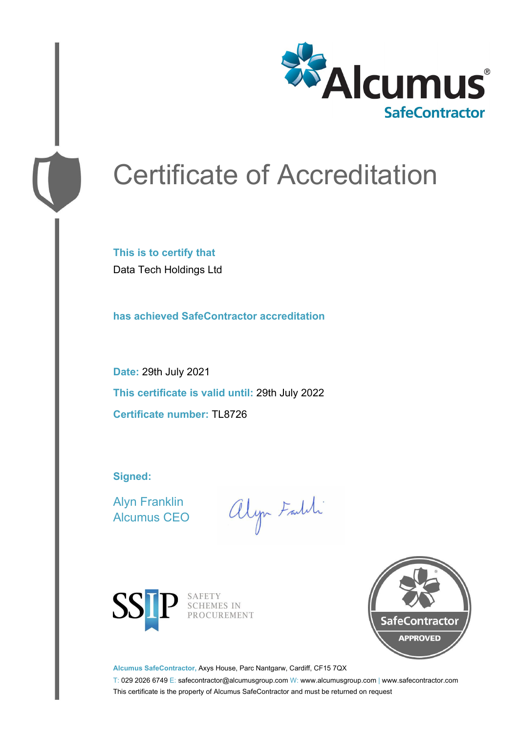# Certificate of Accreditation

**This is to certify that**

Data Tech Holdings Ltd

**has achieved SafeContractor accreditation**

**Date:** 29th July 2021

**This certificate is valid until:** 29th July 2022

**Certificate number:** TL8726

**Signed:**

Alyn Franklin
Alcumus CEO

SAFETY SCHEMES IN PROCUREMENT

SafeContractor APPROVED

**Alcumus SafeContractor,** Axys House, Parc Nantgarw, Cardiff, CF15 7QX

T: 029 2026 6749 E: safecontractor@alcumusgroup.com W: www.alcumusgroup.com | www.safecontractor.com

This certificate is the property of Alcumus SafeContractor and must be returned on request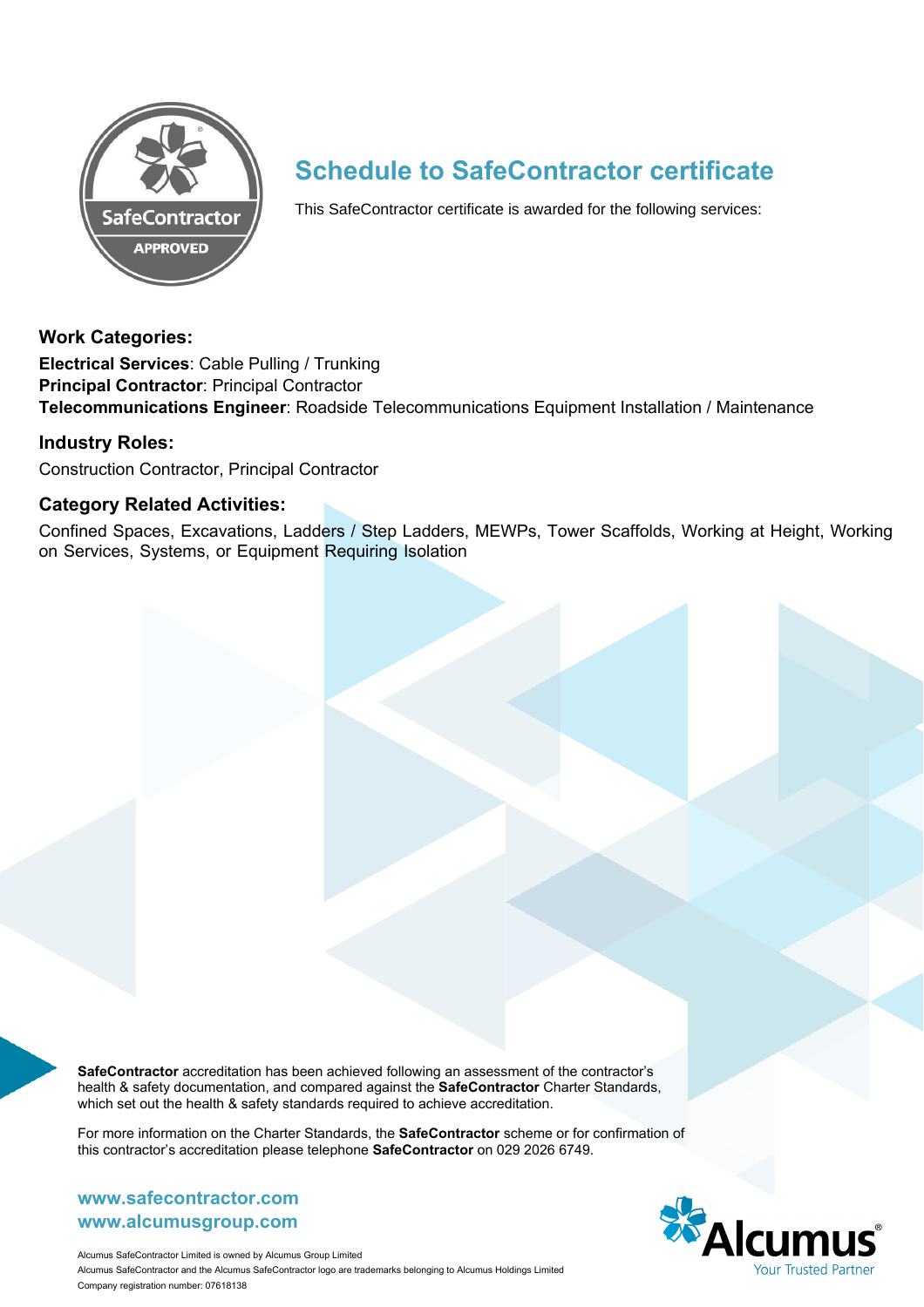# Schedule to SafeContractor certificate

This SafeContractor certificate is awarded for the following services:

## Work Categories:

**Electrical Services**: Cable Pulling / Trunking
**Principal Contractor**: Principal Contractor
**Telecommunications Engineer**: Roadside Telecommunications Equipment Installation / Maintenance

## Industry Roles:

Construction Contractor, Principal Contractor

## Category Related Activities:

Confined Spaces, Excavations, Ladders / Step Ladders, MEWPs, Tower Scaffolds, Working at Height, Working on Services, Systems, or Equipment Requiring Isolation

**SafeContractor** accreditation has been achieved following an assessment of the contractor's health & safety documentation, and compared against the **SafeContractor** Charter Standards, which set out the health & safety standards required to achieve accreditation.

For more information on the Charter Standards, the **SafeContractor** scheme or for confirmation of this contractor's accreditation please telephone **SafeContractor** on 029 2026 6749.

**www.safecontractor.com**
**www.alcumusgroup.com**

Alcumus SafeContractor Limited is owned by Alcumus Group Limited
Alcumus SafeContractor and the Alcumus SafeContractor logo are trademarks belonging to Alcumus Holdings Limited
Company registration number: 07618138

Alcumus® Your Trusted Partner